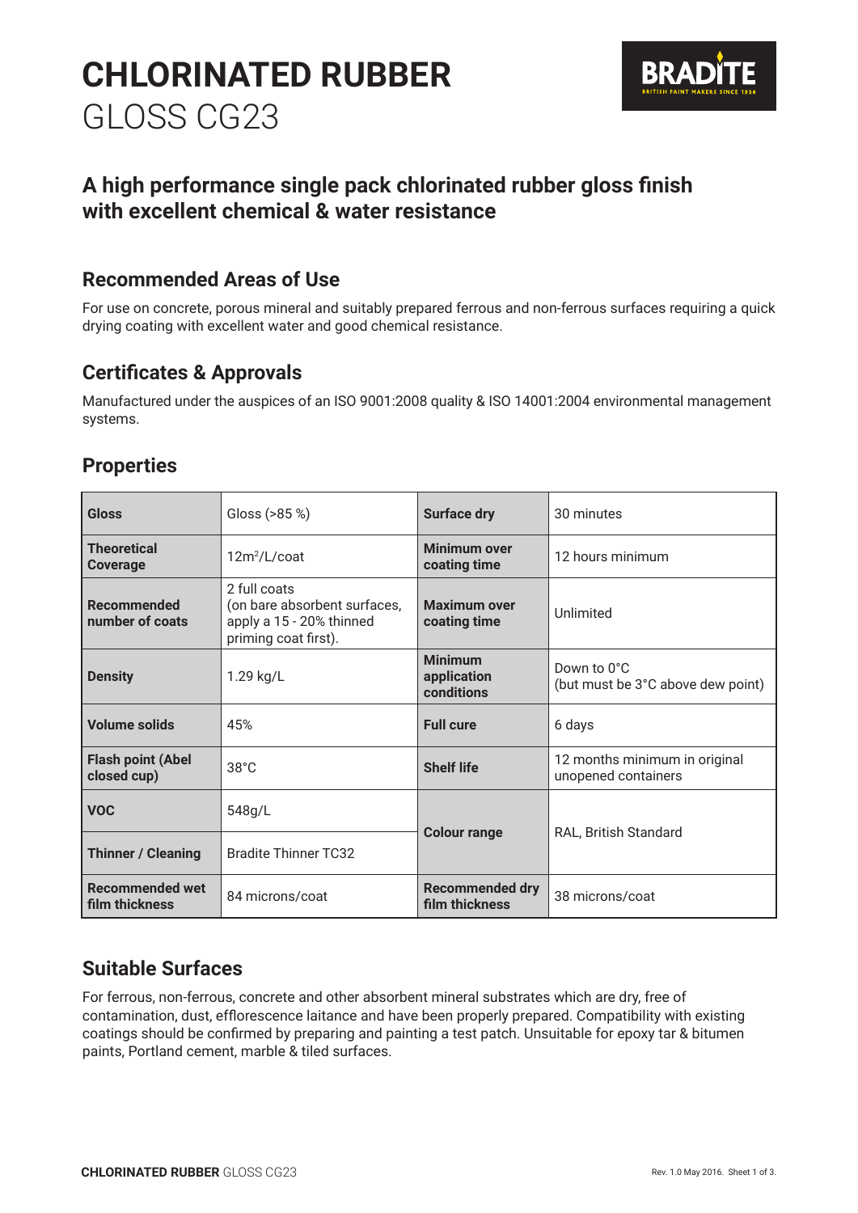# CHLORINATED RUBBER
GLOSS CG23

BRADITE
BRITISH PAINT MAKERS SINCE 1938

## A high performance single pack chlorinated rubber gloss finish with excellent chemical & water resistance

### Recommended Areas of Use

For use on concrete, porous mineral and suitably prepared ferrous and non-ferrous surfaces requiring a quick drying coating with excellent water and good chemical resistance.

### Certificates & Approvals

Manufactured under the auspices of an ISO 9001:2008 quality & ISO 14001:2004 environmental management systems.

### Properties

| | | | |
|---|---|---|---|
| **Gloss** | Gloss (>85 %) | **Surface dry** | 30 minutes |
| **Theoretical Coverage** | 12m²/L/coat | **Minimum over coating time** | 12 hours minimum |
| **Recommended number of coats** | 2 full coats (on bare absorbent surfaces, apply a 15 - 20% thinned priming coat first). | **Maximum over coating time** | Unlimited |
| **Density** | 1.29 kg/L | **Minimum application conditions** | Down to 0°C (but must be 3°C above dew point) |
| **Volume solids** | 45% | **Full cure** | 6 days |
| **Flash point (Abel closed cup)** | 38°C | **Shelf life** | 12 months minimum in original unopened containers |
| **VOC** | 548g/L | **Colour range** | RAL, British Standard |
| **Thinner / Cleaning** | Bradite Thinner TC32 | | |
| **Recommended wet film thickness** | 84 microns/coat | **Recommended dry film thickness** | 38 microns/coat |

### Suitable Surfaces

For ferrous, non-ferrous, concrete and other absorbent mineral substrates which are dry, free of contamination, dust, efflorescence laitance and have been properly prepared. Compatibility with existing coatings should be confirmed by preparing and painting a test patch. Unsuitable for epoxy tar & bitumen paints, Portland cement, marble & tiled surfaces.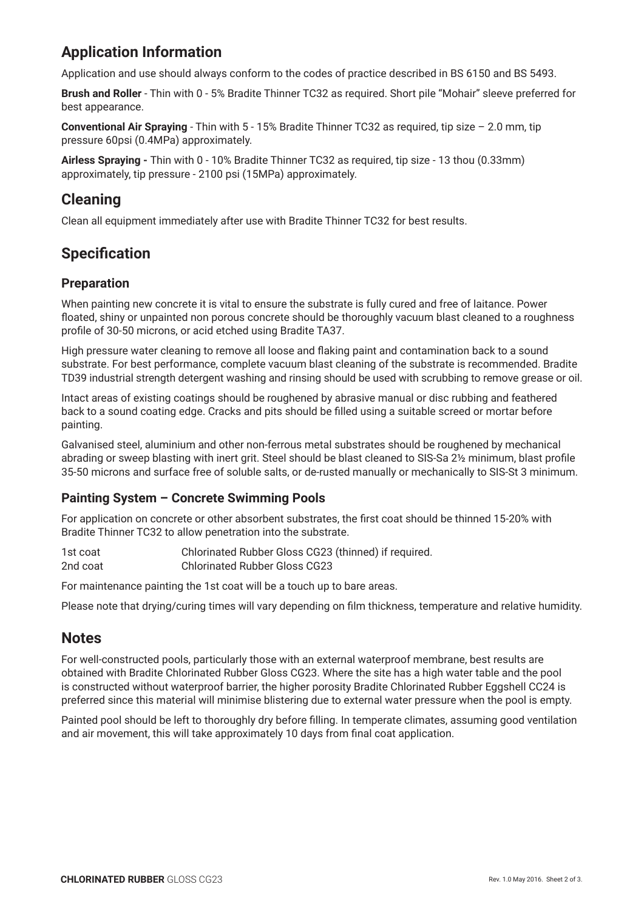## Application Information

Application and use should always conform to the codes of practice described in BS 6150 and BS 5493.

**Brush and Roller** - Thin with 0 - 5% Bradite Thinner TC32 as required. Short pile "Mohair" sleeve preferred for best appearance.

**Conventional Air Spraying** - Thin with 5 - 15% Bradite Thinner TC32 as required, tip size – 2.0 mm, tip pressure 60psi (0.4MPa) approximately.

**Airless Spraying -** Thin with 0 - 10% Bradite Thinner TC32 as required, tip size - 13 thou (0.33mm) approximately, tip pressure - 2100 psi (15MPa) approximately.

## Cleaning

Clean all equipment immediately after use with Bradite Thinner TC32 for best results.

## Specification

### Preparation

When painting new concrete it is vital to ensure the substrate is fully cured and free of laitance. Power floated, shiny or unpainted non porous concrete should be thoroughly vacuum blast cleaned to a roughness profile of 30-50 microns, or acid etched using Bradite TA37.

High pressure water cleaning to remove all loose and flaking paint and contamination back to a sound substrate. For best performance, complete vacuum blast cleaning of the substrate is recommended. Bradite TD39 industrial strength detergent washing and rinsing should be used with scrubbing to remove grease or oil.

Intact areas of existing coatings should be roughened by abrasive manual or disc rubbing and feathered back to a sound coating edge. Cracks and pits should be filled using a suitable screed or mortar before painting.

Galvanised steel, aluminium and other non-ferrous metal substrates should be roughened by mechanical abrading or sweep blasting with inert grit. Steel should be blast cleaned to SIS-Sa 2½ minimum, blast profile 35-50 microns and surface free of soluble salts, or de-rusted manually or mechanically to SIS-St 3 minimum.

### Painting System – Concrete Swimming Pools

For application on concrete or other absorbent substrates, the first coat should be thinned 15-20% with Bradite Thinner TC32 to allow penetration into the substrate.

| | |
|---|---|
| 1st coat | Chlorinated Rubber Gloss CG23 (thinned) if required. |
| 2nd coat | Chlorinated Rubber Gloss CG23 |

For maintenance painting the 1st coat will be a touch up to bare areas.

Please note that drying/curing times will vary depending on film thickness, temperature and relative humidity.

## Notes

For well-constructed pools, particularly those with an external waterproof membrane, best results are obtained with Bradite Chlorinated Rubber Gloss CG23. Where the site has a high water table and the pool is constructed without waterproof barrier, the higher porosity Bradite Chlorinated Rubber Eggshell CC24 is preferred since this material will minimise blistering due to external water pressure when the pool is empty.

Painted pool should be left to thoroughly dry before filling. In temperate climates, assuming good ventilation and air movement, this will take approximately 10 days from final coat application.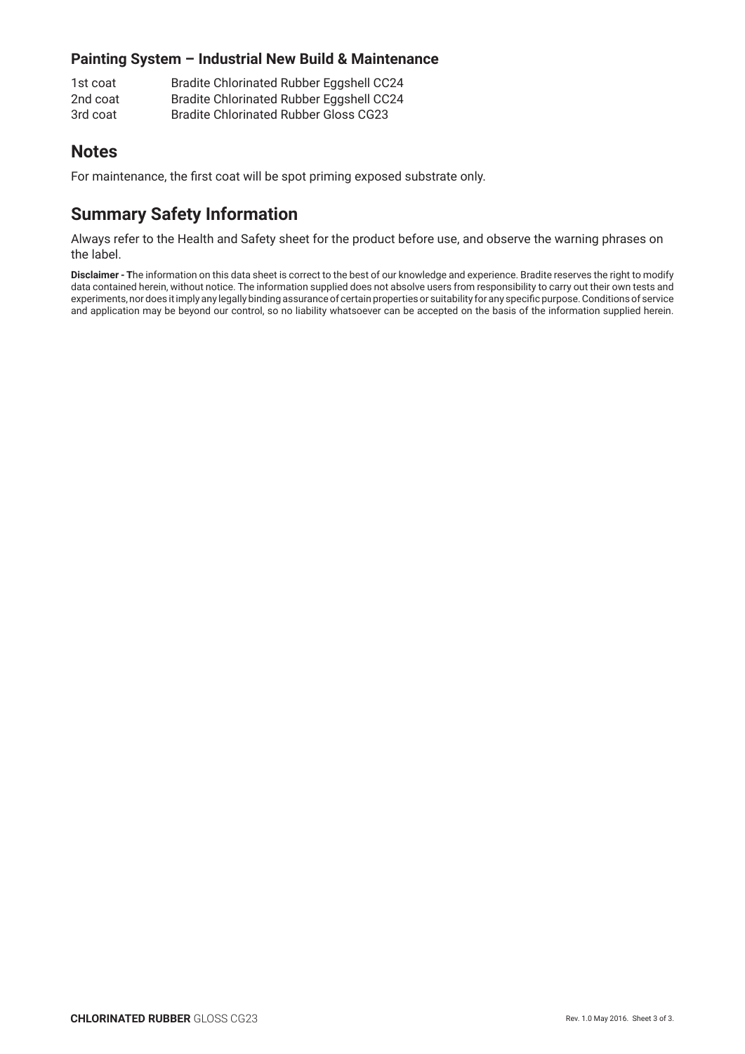### Painting System – Industrial New Build & Maintenance

| | |
|---|---|
| 1st coat | Bradite Chlorinated Rubber Eggshell CC24 |
| 2nd coat | Bradite Chlorinated Rubber Eggshell CC24 |
| 3rd coat | Bradite Chlorinated Rubber Gloss CG23 |

## Notes

For maintenance, the first coat will be spot priming exposed substrate only.

## Summary Safety Information

Always refer to the Health and Safety sheet for the product before use, and observe the warning phrases on the label.

**Disclaimer - T**he information on this data sheet is correct to the best of our knowledge and experience. Bradite reserves the right to modify data contained herein, without notice. The information supplied does not absolve users from responsibility to carry out their own tests and experiments, nor does it imply any legally binding assurance of certain properties or suitability for any specific purpose. Conditions of service and application may be beyond our control, so no liability whatsoever can be accepted on the basis of the information supplied herein.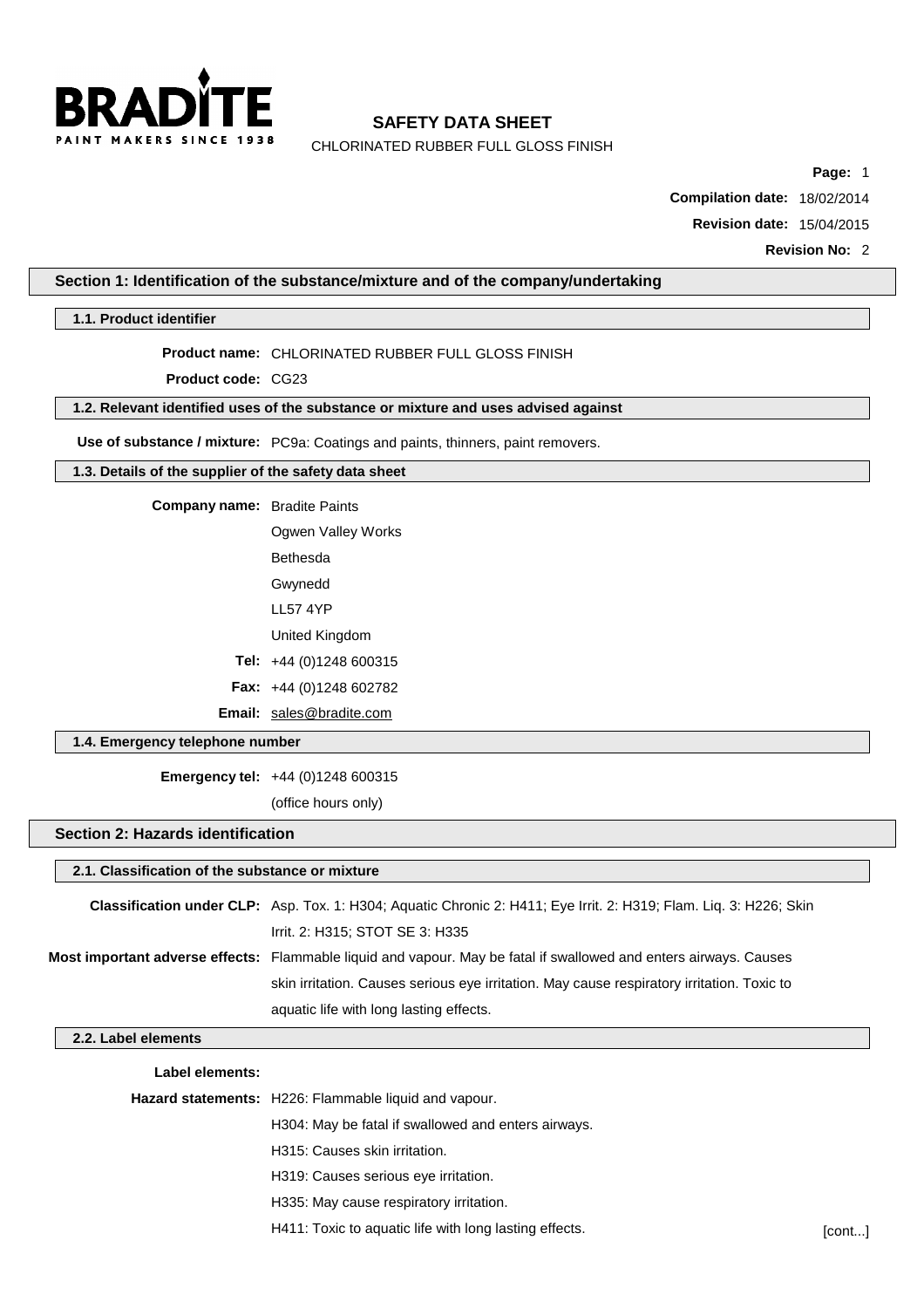# SAFETY DATA SHEET

CHLORINATED RUBBER FULL GLOSS FINISH

**Compilation date:** 18/02/2014

**Revision date:** 15/04/2015

**Revision No:** 2

## Section 1: Identification of the substance/mixture and of the company/undertaking

### 1.1. Product identifier

**Product name:** CHLORINATED RUBBER FULL GLOSS FINISH

**Product code:** CG23

### 1.2. Relevant identified uses of the substance or mixture and uses advised against

**Use of substance / mixture:** PC9a: Coatings and paints, thinners, paint removers.

### 1.3. Details of the supplier of the safety data sheet

**Company name:** Bradite Paints
Ogwen Valley Works
Bethesda
Gwynedd
LL57 4YP
United Kingdom

**Tel:** +44 (0)1248 600315

**Fax:** +44 (0)1248 602782

**Email:** sales@bradite.com

### 1.4. Emergency telephone number

**Emergency tel:** +44 (0)1248 600315
(office hours only)

## Section 2: Hazards identification

### 2.1. Classification of the substance or mixture

**Classification under CLP:** Asp. Tox. 1: H304; Aquatic Chronic 2: H411; Eye Irrit. 2: H319; Flam. Liq. 3: H226; Skin Irrit. 2: H315; STOT SE 3: H335

**Most important adverse effects:** Flammable liquid and vapour. May be fatal if swallowed and enters airways. Causes skin irritation. Causes serious eye irritation. May cause respiratory irritation. Toxic to aquatic life with long lasting effects.

### 2.2. Label elements

**Label elements:**

**Hazard statements:** H226: Flammable liquid and vapour.
H304: May be fatal if swallowed and enters airways.
H315: Causes skin irritation.
H319: Causes serious eye irritation.
H335: May cause respiratory irritation.
H411: Toxic to aquatic life with long lasting effects.

[cont...]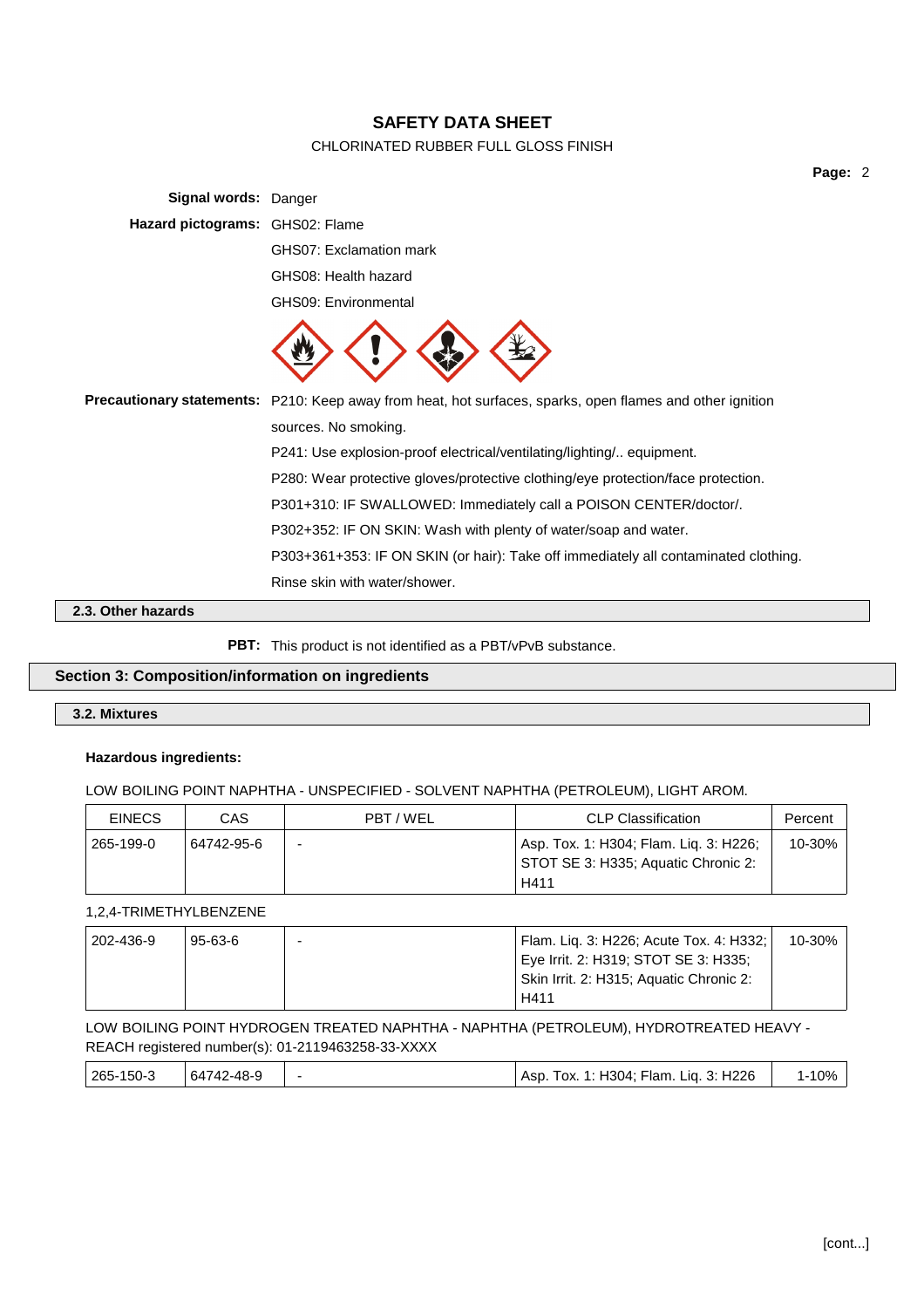**Signal words:** Danger

**Hazard pictograms:** GHS02: Flame

GHS07: Exclamation mark

GHS08: Health hazard

GHS09: Environmental

**Precautionary statements:** P210: Keep away from heat, hot surfaces, sparks, open flames and other ignition sources. No smoking.

P241: Use explosion-proof electrical/ventilating/lighting/.. equipment.

P280: Wear protective gloves/protective clothing/eye protection/face protection.

P301+310: IF SWALLOWED: Immediately call a POISON CENTER/doctor/.

P302+352: IF ON SKIN: Wash with plenty of water/soap and water.

P303+361+353: IF ON SKIN (or hair): Take off immediately all contaminated clothing. Rinse skin with water/shower.

### 2.3. Other hazards

**PBT:** This product is not identified as a PBT/vPvB substance.

## Section 3: Composition/information on ingredients

### 3.2. Mixtures

**Hazardous ingredients:**

LOW BOILING POINT NAPHTHA - UNSPECIFIED - SOLVENT NAPHTHA (PETROLEUM), LIGHT AROM.

| EINECS | CAS | PBT / WEL | CLP Classification | Percent |
|---|---|---|---|---|
| 265-199-0 | 64742-95-6 | - | Asp. Tox. 1: H304; Flam. Liq. 3: H226; STOT SE 3: H335; Aquatic Chronic 2: H411 | 10-30% |

1,2,4-TRIMETHYLBENZENE

| EINECS | CAS | PBT / WEL | CLP Classification | Percent |
|---|---|---|---|---|
| 202-436-9 | 95-63-6 | - | Flam. Liq. 3: H226; Acute Tox. 4: H332; Eye Irrit. 2: H319; STOT SE 3: H335; Skin Irrit. 2: H315; Aquatic Chronic 2: H411 | 10-30% |

LOW BOILING POINT HYDROGEN TREATED NAPHTHA - NAPHTHA (PETROLEUM), HYDROTREATED HEAVY - REACH registered number(s): 01-2119463258-33-XXXX

| EINECS | CAS | PBT / WEL | CLP Classification | Percent |
|---|---|---|---|---|
| 265-150-3 | 64742-48-9 | - | Asp. Tox. 1: H304; Flam. Liq. 3: H226 | 1-10% |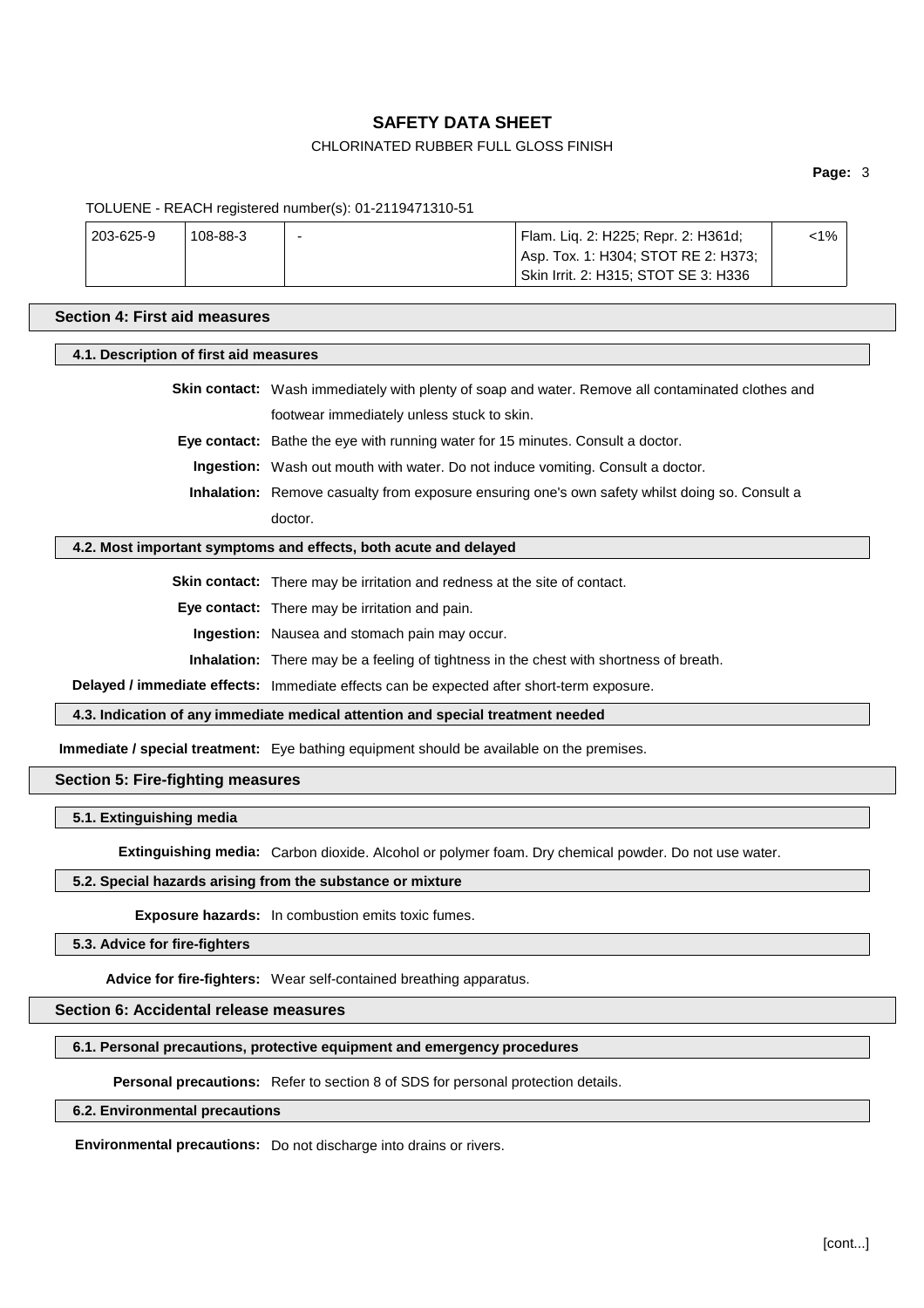TOLUENE - REACH registered number(s): 01-2119471310-51

| | | | | |
|---|---|---|---|---|
| 203-625-9 | 108-88-3 | - | Flam. Liq. 2: H225; Repr. 2: H361d; Asp. Tox. 1: H304; STOT RE 2: H373; Skin Irrit. 2: H315; STOT SE 3: H336 | <1% |

## Section 4: First aid measures

### 4.1. Description of first aid measures

**Skin contact:** Wash immediately with plenty of soap and water. Remove all contaminated clothes and footwear immediately unless stuck to skin.

**Eye contact:** Bathe the eye with running water for 15 minutes. Consult a doctor.

**Ingestion:** Wash out mouth with water. Do not induce vomiting. Consult a doctor.

**Inhalation:** Remove casualty from exposure ensuring one's own safety whilst doing so. Consult a doctor.

### 4.2. Most important symptoms and effects, both acute and delayed

**Skin contact:** There may be irritation and redness at the site of contact.

**Eye contact:** There may be irritation and pain.

**Ingestion:** Nausea and stomach pain may occur.

**Inhalation:** There may be a feeling of tightness in the chest with shortness of breath.

**Delayed / immediate effects:** Immediate effects can be expected after short-term exposure.

### 4.3. Indication of any immediate medical attention and special treatment needed

**Immediate / special treatment:** Eye bathing equipment should be available on the premises.

## Section 5: Fire-fighting measures

### 5.1. Extinguishing media

**Extinguishing media:** Carbon dioxide. Alcohol or polymer foam. Dry chemical powder. Do not use water.

### 5.2. Special hazards arising from the substance or mixture

**Exposure hazards:** In combustion emits toxic fumes.

### 5.3. Advice for fire-fighters

**Advice for fire-fighters:** Wear self-contained breathing apparatus.

## Section 6: Accidental release measures

### 6.1. Personal precautions, protective equipment and emergency procedures

**Personal precautions:** Refer to section 8 of SDS for personal protection details.

### 6.2. Environmental precautions

**Environmental precautions:** Do not discharge into drains or rivers.

[cont...]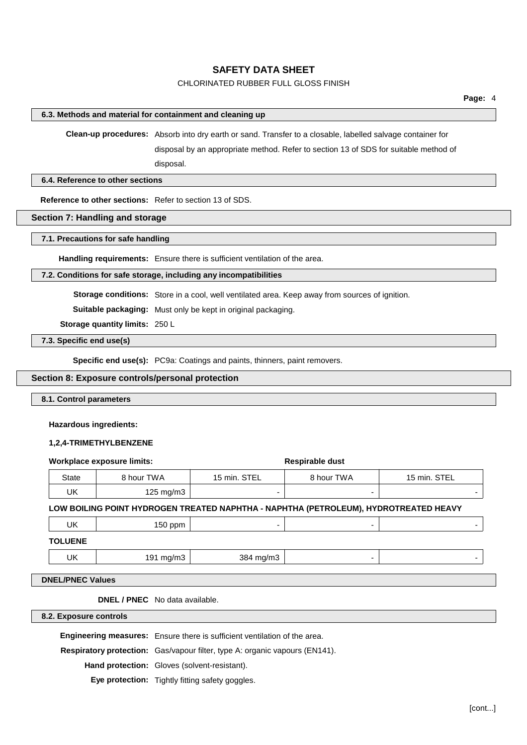### 6.3. Methods and material for containment and cleaning up

**Clean-up procedures:** Absorb into dry earth or sand. Transfer to a closable, labelled salvage container for disposal by an appropriate method. Refer to section 13 of SDS for suitable method of disposal.

### 6.4. Reference to other sections

**Reference to other sections:** Refer to section 13 of SDS.

## Section 7: Handling and storage

### 7.1. Precautions for safe handling

**Handling requirements:** Ensure there is sufficient ventilation of the area.

### 7.2. Conditions for safe storage, including any incompatibilities

**Storage conditions:** Store in a cool, well ventilated area. Keep away from sources of ignition.

**Suitable packaging:** Must only be kept in original packaging.

**Storage quantity limits:** 250 L

### 7.3. Specific end use(s)

**Specific end use(s):** PC9a: Coatings and paints, thinners, paint removers.

## Section 8: Exposure controls/personal protection

### 8.1. Control parameters

**Hazardous ingredients:**

**1,2,4-TRIMETHYLBENZENE**

| Workplace exposure limits: | | | Respirable dust | |
|---|---|---|---|---|
| State | 8 hour TWA | 15 min. STEL | 8 hour TWA | 15 min. STEL |
| UK | 125 mg/m3 | - | - | - |
| **LOW BOILING POINT HYDROGEN TREATED NAPHTHA - NAPHTHA (PETROLEUM), HYDROTREATED HEAVY** | | | | |
| UK | 150 ppm | - | - | - |
| **TOLUENE** | | | | |
| UK | 191 mg/m3 | 384 mg/m3 | - | - |

### DNEL/PNEC Values

**DNEL / PNEC** No data available.

### 8.2. Exposure controls

**Engineering measures:** Ensure there is sufficient ventilation of the area.

**Respiratory protection:** Gas/vapour filter, type A: organic vapours (EN141).

**Hand protection:** Gloves (solvent-resistant).

**Eye protection:** Tightly fitting safety goggles.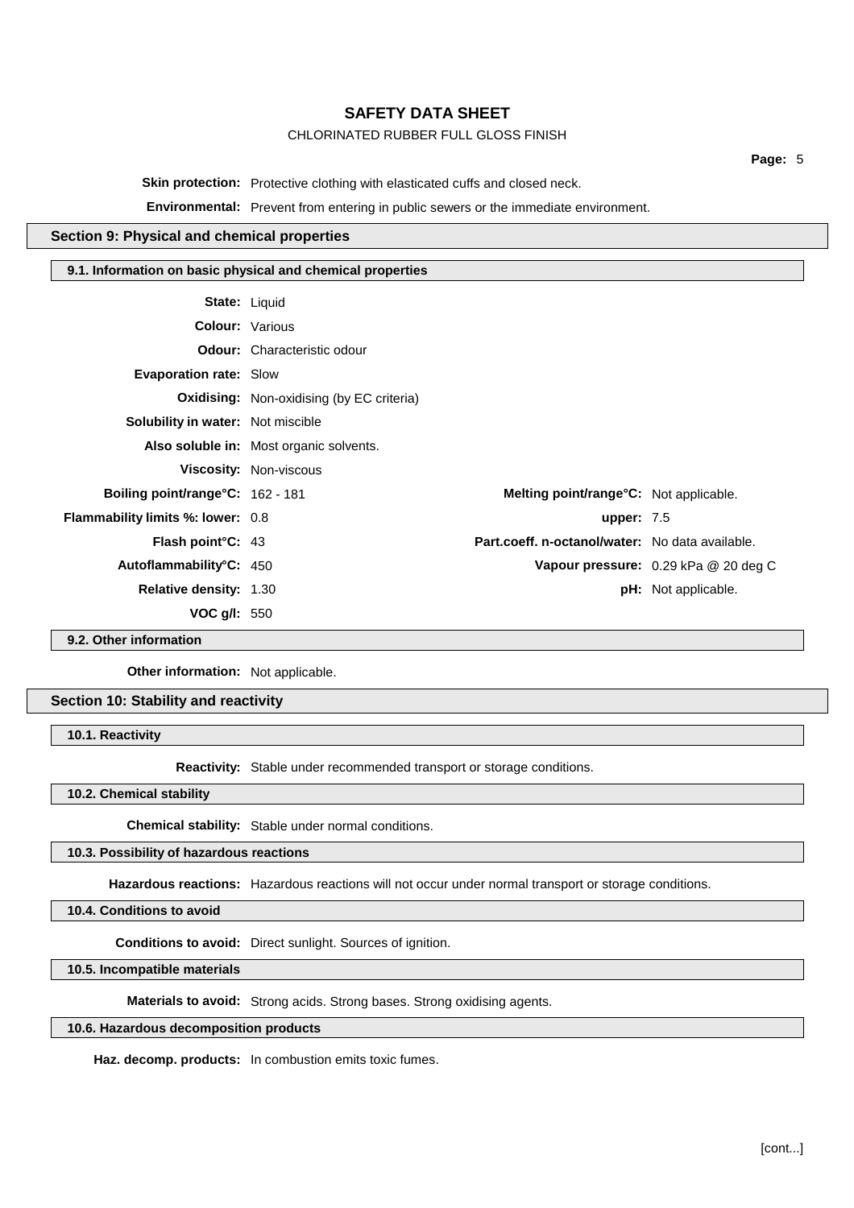**Skin protection:** Protective clothing with elasticated cuffs and closed neck.

**Environmental:** Prevent from entering in public sewers or the immediate environment.

## Section 9: Physical and chemical properties

### 9.1. Information on basic physical and chemical properties

**State:** Liquid

**Colour:** Various

**Odour:** Characteristic odour

**Evaporation rate:** Slow

**Oxidising:** Non-oxidising (by EC criteria)

**Solubility in water:** Not miscible

**Also soluble in:** Most organic solvents.

**Viscosity:** Non-viscous

| | | | |
|---|---|---|---|
| **Boiling point/range°C:** | 162 - 181 | **Melting point/range°C:** | Not applicable. |
| **Flammability limits %: lower:** | 0.8 | **upper:** | 7.5 |
| **Flash point°C:** | 43 | **Part.coeff. n-octanol/water:** | No data available. |
| **Autoflammability°C:** | 450 | **Vapour pressure:** | 0.29 kPa @ 20 deg C |
| **Relative density:** | 1.30 | **pH:** | Not applicable. |
| **VOC g/l:** | 550 | | |

### 9.2. Other information

**Other information:** Not applicable.

## Section 10: Stability and reactivity

### 10.1. Reactivity

**Reactivity:** Stable under recommended transport or storage conditions.

### 10.2. Chemical stability

**Chemical stability:** Stable under normal conditions.

### 10.3. Possibility of hazardous reactions

**Hazardous reactions:** Hazardous reactions will not occur under normal transport or storage conditions.

### 10.4. Conditions to avoid

**Conditions to avoid:** Direct sunlight. Sources of ignition.

### 10.5. Incompatible materials

**Materials to avoid:** Strong acids. Strong bases. Strong oxidising agents.

### 10.6. Hazardous decomposition products

**Haz. decomp. products:** In combustion emits toxic fumes.

[cont...]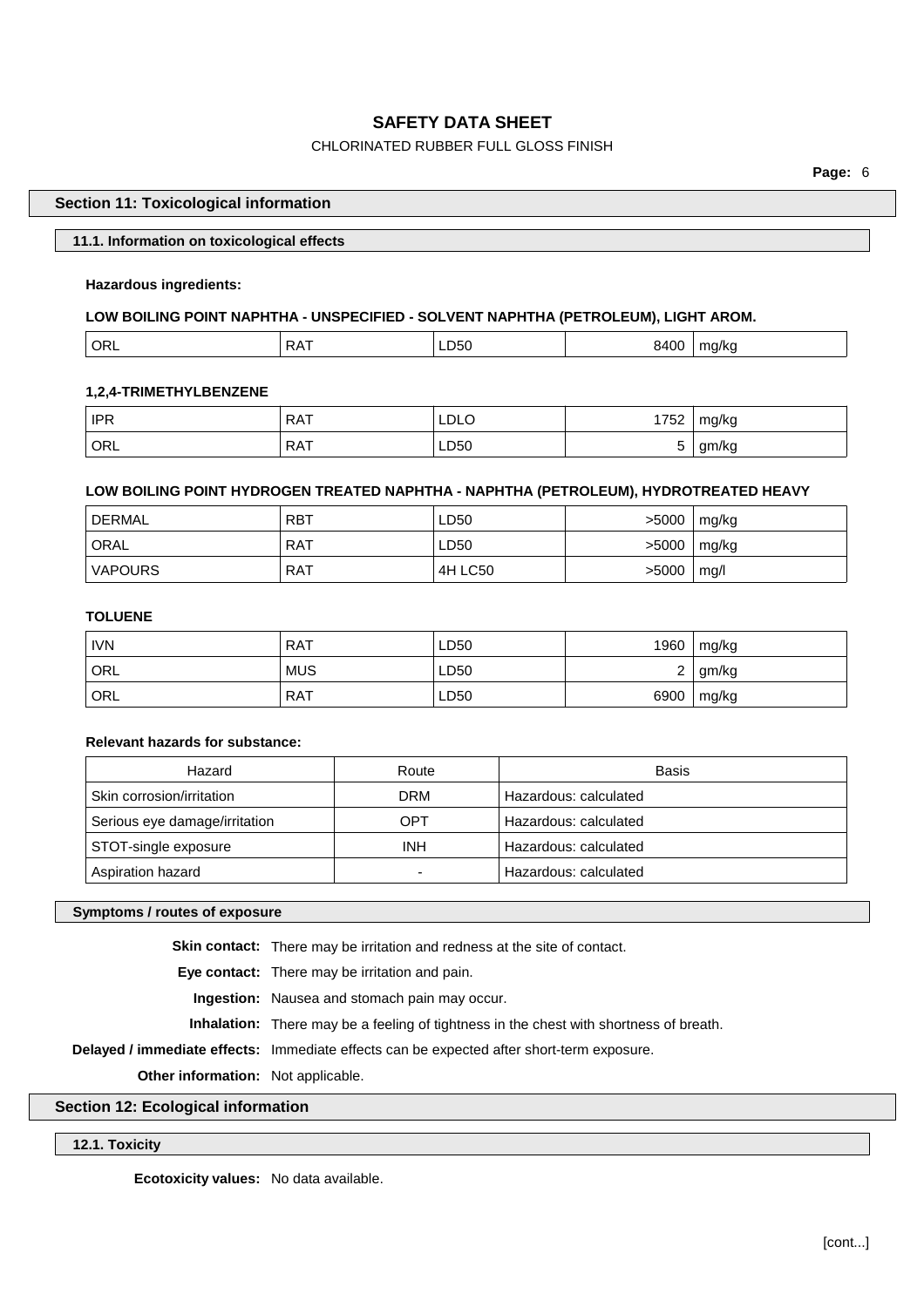## Section 11: Toxicological information

### 11.1. Information on toxicological effects

**Hazardous ingredients:**

**LOW BOILING POINT NAPHTHA - UNSPECIFIED - SOLVENT NAPHTHA (PETROLEUM), LIGHT AROM.**

| ORL | RAT | LD50 | 8400 | mg/kg |
|---|---|---|---|---|

**1,2,4-TRIMETHYLBENZENE**

| IPR | RAT | LDLO | 1752 | mg/kg |
|---|---|---|---|---|
| ORL | RAT | LD50 | 5 | gm/kg |

**LOW BOILING POINT HYDROGEN TREATED NAPHTHA - NAPHTHA (PETROLEUM), HYDROTREATED HEAVY**

| DERMAL | RBT | LD50 | >5000 | mg/kg |
|---|---|---|---|---|
| ORAL | RAT | LD50 | >5000 | mg/kg |
| VAPOURS | RAT | 4H LC50 | >5000 | mg/l |

**TOLUENE**

| IVN | RAT | LD50 | 1960 | mg/kg |
|---|---|---|---|---|
| ORL | MUS | LD50 | 2 | gm/kg |
| ORL | RAT | LD50 | 6900 | mg/kg |

**Relevant hazards for substance:**

| Hazard | Route | Basis |
|---|---|---|
| Skin corrosion/irritation | DRM | Hazardous: calculated |
| Serious eye damage/irritation | OPT | Hazardous: calculated |
| STOT-single exposure | INH | Hazardous: calculated |
| Aspiration hazard | - | Hazardous: calculated |

### Symptoms / routes of exposure

**Skin contact:** There may be irritation and redness at the site of contact.

**Eye contact:** There may be irritation and pain.

**Ingestion:** Nausea and stomach pain may occur.

**Inhalation:** There may be a feeling of tightness in the chest with shortness of breath.

**Delayed / immediate effects:** Immediate effects can be expected after short-term exposure.

**Other information:** Not applicable.

## Section 12: Ecological information

### 12.1. Toxicity

**Ecotoxicity values:** No data available.

[cont...]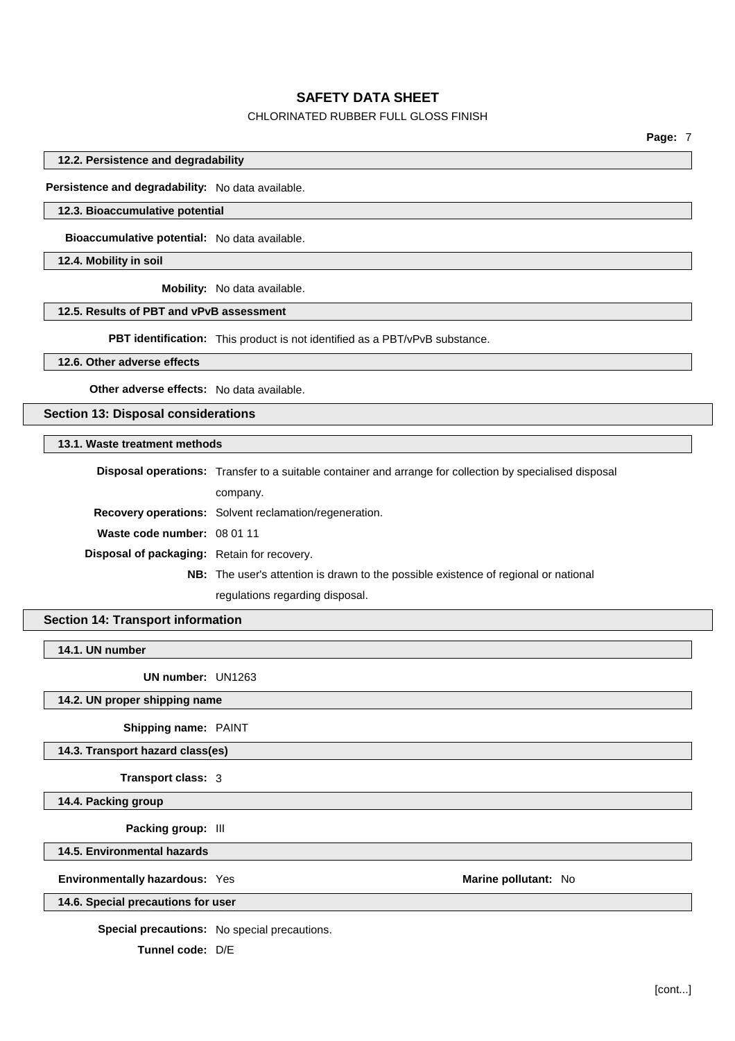### 12.2. Persistence and degradability

**Persistence and degradability:** No data available.

### 12.3. Bioaccumulative potential

**Bioaccumulative potential:** No data available.

### 12.4. Mobility in soil

**Mobility:** No data available.

### 12.5. Results of PBT and vPvB assessment

**PBT identification:** This product is not identified as a PBT/vPvB substance.

### 12.6. Other adverse effects

**Other adverse effects:** No data available.

## Section 13: Disposal considerations

### 13.1. Waste treatment methods

**Disposal operations:** Transfer to a suitable container and arrange for collection by specialised disposal company.

**Recovery operations:** Solvent reclamation/regeneration.

**Waste code number:** 08 01 11

**Disposal of packaging:** Retain for recovery.

**NB:** The user's attention is drawn to the possible existence of regional or national regulations regarding disposal.

## Section 14: Transport information

### 14.1. UN number

**UN number:** UN1263

### 14.2. UN proper shipping name

**Shipping name:** PAINT

### 14.3. Transport hazard class(es)

**Transport class:** 3

### 14.4. Packing group

**Packing group:** III

### 14.5. Environmental hazards

**Environmentally hazardous:** Yes

**Marine pollutant:** No

### 14.6. Special precautions for user

**Special precautions:** No special precautions.

**Tunnel code:** D/E

[cont...]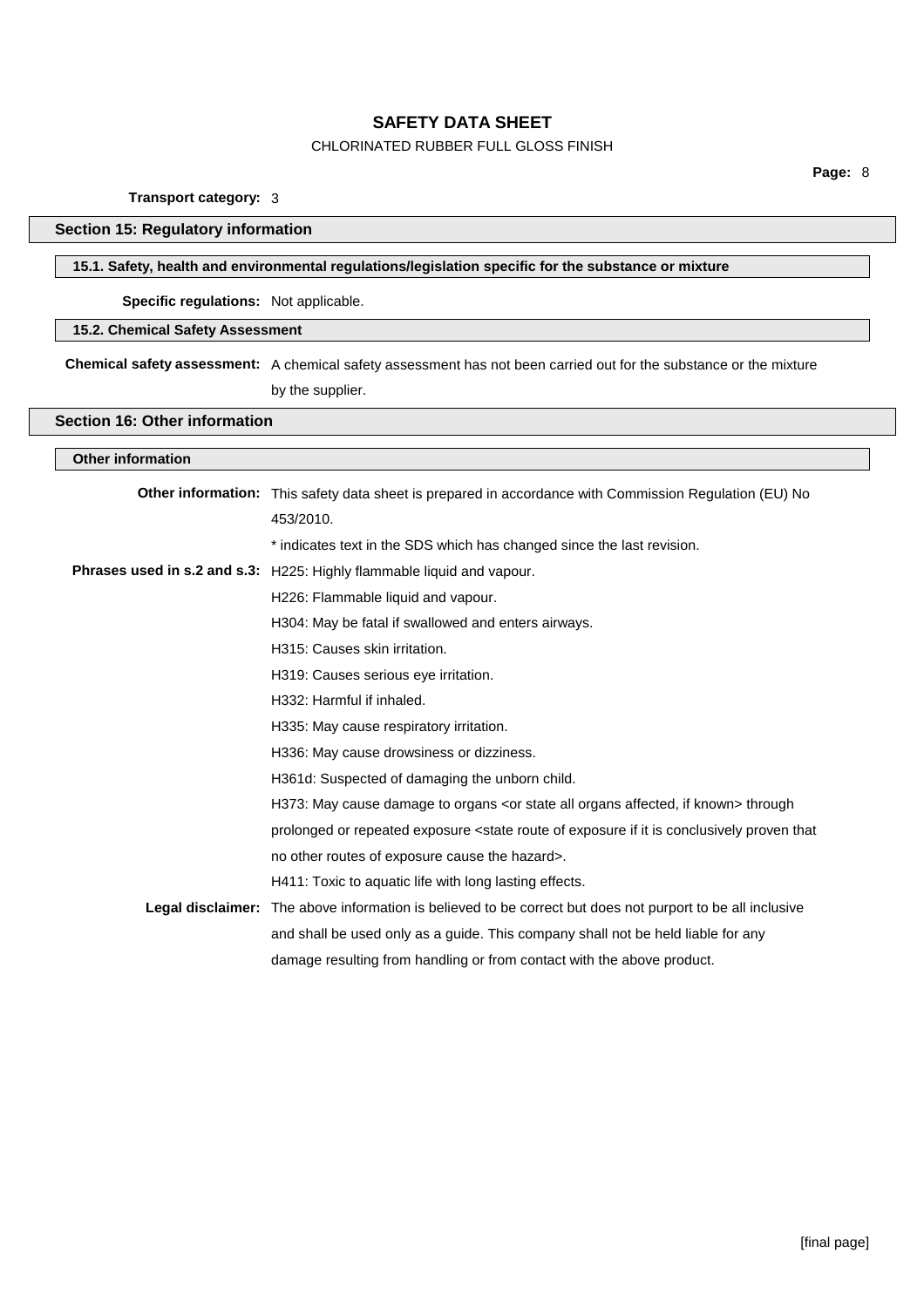**Transport category:** 3

## Section 15: Regulatory information

### 15.1. Safety, health and environmental regulations/legislation specific for the substance or mixture

**Specific regulations:** Not applicable.

### 15.2. Chemical Safety Assessment

**Chemical safety assessment:** A chemical safety assessment has not been carried out for the substance or the mixture by the supplier.

## Section 16: Other information

### Other information

**Other information:** This safety data sheet is prepared in accordance with Commission Regulation (EU) No 453/2010.

* indicates text in the SDS which has changed since the last revision.

**Phrases used in s.2 and s.3:** H225: Highly flammable liquid and vapour.

H226: Flammable liquid and vapour.

H304: May be fatal if swallowed and enters airways.

H315: Causes skin irritation.

H319: Causes serious eye irritation.

H332: Harmful if inhaled.

H335: May cause respiratory irritation.

H336: May cause drowsiness or dizziness.

H361d: Suspected of damaging the unborn child.

H373: May cause damage to organs <or state all organs affected, if known> through prolonged or repeated exposure <state route of exposure if it is conclusively proven that no other routes of exposure cause the hazard>.

H411: Toxic to aquatic life with long lasting effects.

**Legal disclaimer:** The above information is believed to be correct but does not purport to be all inclusive and shall be used only as a guide. This company shall not be held liable for any damage resulting from handling or from contact with the above product.

[final page]